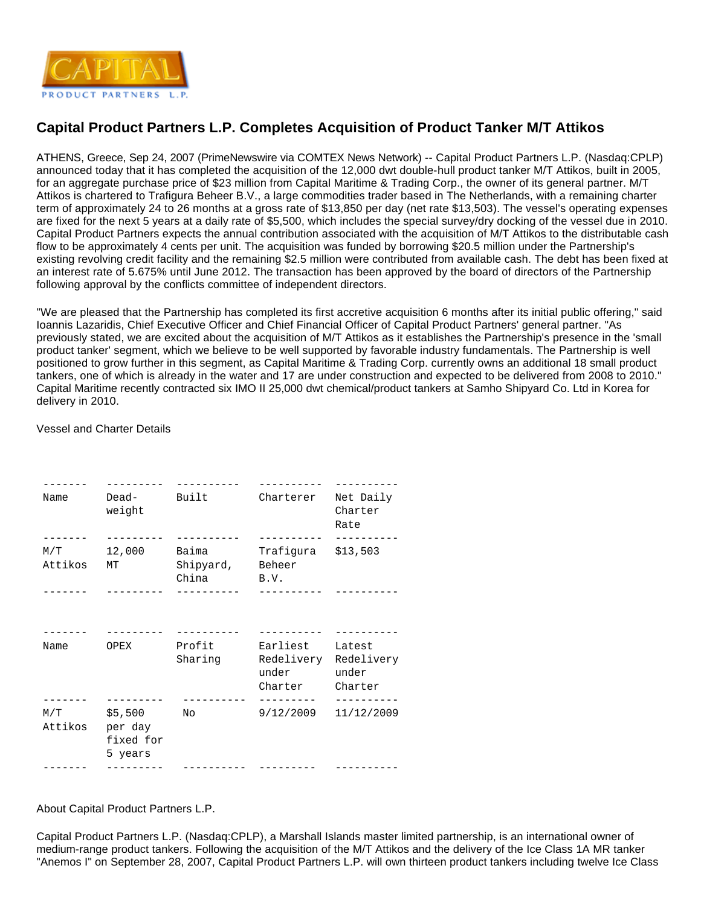# Capital Product Partners L.P. Completes Acquisition of Product Tanker M/T Attikos

ATHENS, Greece, Sep 24, 2007 (PrimeNewswire via COMTEX News Network) -- Capital Product Partners L.P. (Nasdaq:CPLP) announced today that it has completed the acquisition of the 12,000 dwt double-hull product tanker M/T Attikos, built in 2005, for an aggregate purchase price of $23 million from Capital Maritime & Trading Corp., the owner of its general partner. M/T Attikos is chartered to Trafigura Beheer B.V., a large commodities trader based in The Netherlands, with a remaining charter term of approximately 24 to 26 months at a gross rate of $13,850 per day (net rate $13,503). The vessel's operating expenses are fixed for the next 5 years at a daily rate of $5,500, which includes the special survey/dry docking of the vessel due in 2010. Capital Product Partners expects the annual contribution associated with the acquisition of M/T Attikos to the distributable cash flow to be approximately 4 cents per unit. The acquisition was funded by borrowing $20.5 million under the Partnership's existing revolving credit facility and the remaining $2.5 million were contributed from available cash. The debt has been fixed at an interest rate of 5.675% until June 2012. The transaction has been approved by the board of directors of the Partnership following approval by the conflicts committee of independent directors.

"We are pleased that the Partnership has completed its first accretive acquisition 6 months after its initial public offering," said Ioannis Lazaridis, Chief Executive Officer and Chief Financial Officer of Capital Product Partners' general partner. "As previously stated, we are excited about the acquisition of M/T Attikos as it establishes the Partnership's presence in the 'small product tanker' segment, which we believe to be well supported by favorable industry fundamentals. The Partnership is well positioned to grow further in this segment, as Capital Maritime & Trading Corp. currently owns an additional 18 small product tankers, one of which is already in the water and 17 are under construction and expected to be delivered from 2008 to 2010." Capital Maritime recently contracted six IMO II 25,000 dwt chemical/product tankers at Samho Shipyard Co. Ltd in Korea for delivery in 2010.

Vessel and Charter Details

| Name | Dead-weight | Built | Charterer | Net Daily Charter Rate |
|---|---|---|---|---|
| M/T Attikos | 12,000 MT | Baima Shipyard, China | Trafigura Beheer B.V. | $13,503 |

| Name | OPEX | Profit Sharing | Earliest Redelivery under Charter | Latest Redelivery under Charter |
|---|---|---|---|---|
| M/T Attikos | $5,500 per day fixed for 5 years | No | 9/12/2009 | 11/12/2009 |

About Capital Product Partners L.P.

Capital Product Partners L.P. (Nasdaq:CPLP), a Marshall Islands master limited partnership, is an international owner of medium-range product tankers. Following the acquisition of the M/T Attikos and the delivery of the Ice Class 1A MR tanker "Anemos I" on September 28, 2007, Capital Product Partners L.P. will own thirteen product tankers including twelve Ice Class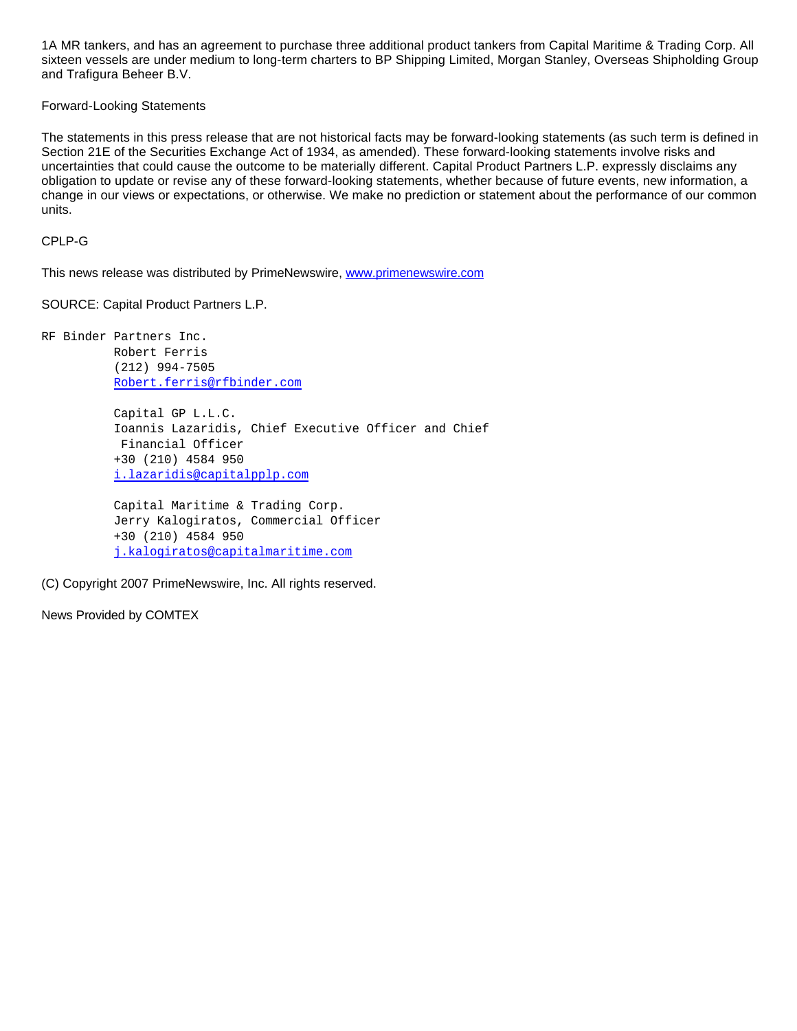1A MR tankers, and has an agreement to purchase three additional product tankers from Capital Maritime & Trading Corp. All sixteen vessels are under medium to long-term charters to BP Shipping Limited, Morgan Stanley, Overseas Shipholding Group and Trafigura Beheer B.V.

Forward-Looking Statements

The statements in this press release that are not historical facts may be forward-looking statements (as such term is defined in Section 21E of the Securities Exchange Act of 1934, as amended). These forward-looking statements involve risks and uncertainties that could cause the outcome to be materially different. Capital Product Partners L.P. expressly disclaims any obligation to update or revise any of these forward-looking statements, whether because of future events, new information, a change in our views or expectations, or otherwise. We make no prediction or statement about the performance of our common units.

CPLP-G

This news release was distributed by PrimeNewswire, www.primenewswire.com

SOURCE: Capital Product Partners L.P.

RF Binder Partners Inc.
Robert Ferris
(212) 994-7505
Robert.ferris@rfbinder.com

Capital GP L.L.C.
Ioannis Lazaridis, Chief Executive Officer and Chief Financial Officer
+30 (210) 4584 950
i.lazaridis@capitalpplp.com

Capital Maritime & Trading Corp.
Jerry Kalogiratos, Commercial Officer
+30 (210) 4584 950
j.kalogiratos@capitalmaritime.com

(C) Copyright 2007 PrimeNewswire, Inc. All rights reserved.

News Provided by COMTEX